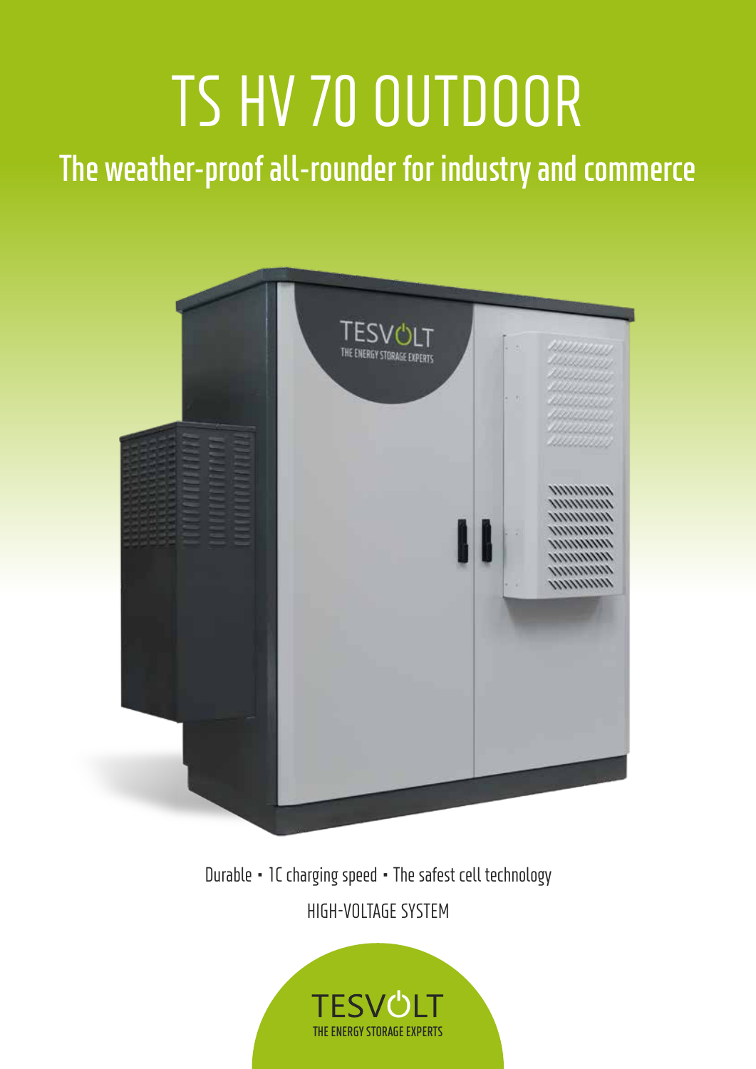# TS HV 70 OUTDOOR

## The weather-proof all-rounder for industry and commerce

Durable • 1C charging speed • The safest cell technology

HIGH-VOLTAGE SYSTEM

TESVOLT
THE ENERGY STORAGE EXPERTS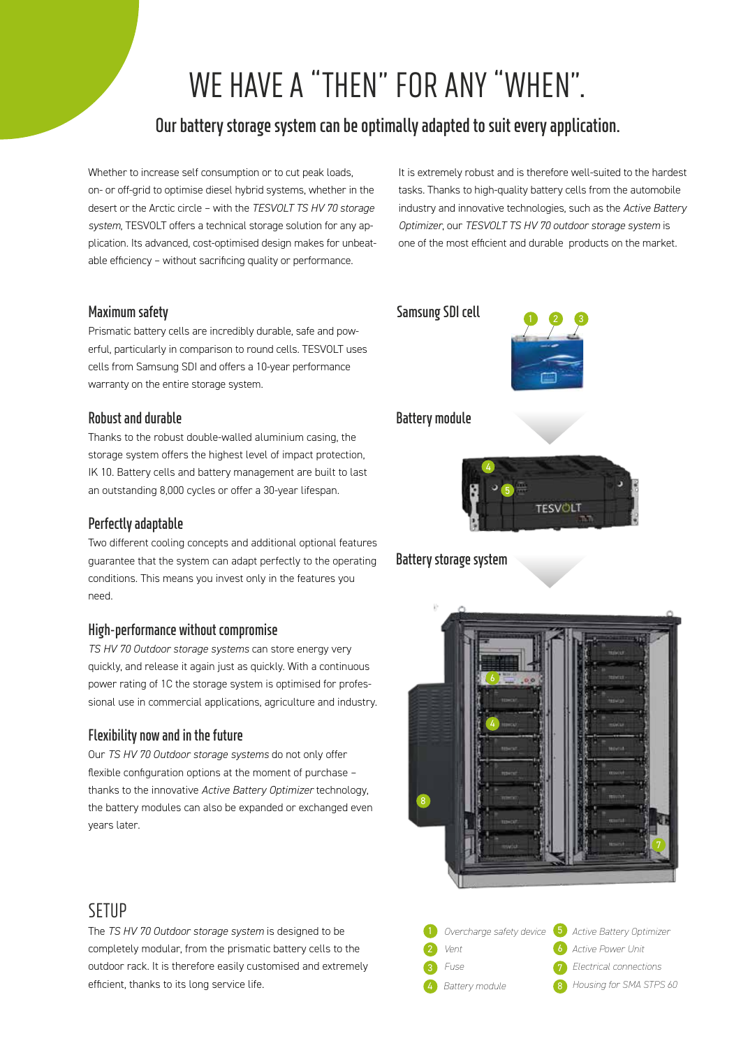# WE HAVE A "THEN" FOR ANY "WHEN".

## Our battery storage system can be optimally adapted to suit every application.

Whether to increase self consumption or to cut peak loads, on- or off-grid to optimise diesel hybrid systems, whether in the desert or the Arctic circle – with the *TESVOLT TS HV 70 storage system*, TESVOLT offers a technical storage solution for any application. Its advanced, cost-optimised design makes for unbeatable efficiency – without sacrificing quality or performance.

It is extremely robust and is therefore well-suited to the hardest tasks. Thanks to high-quality battery cells from the automobile industry and innovative technologies, such as the *Active Battery Optimizer*, our *TESVOLT TS HV 70 outdoor storage system* is one of the most efficient and durable products on the market.

### Maximum safety

Prismatic battery cells are incredibly durable, safe and powerful, particularly in comparison to round cells. TESVOLT uses cells from Samsung SDI and offers a 10-year performance warranty on the entire storage system.

### Robust and durable

Thanks to the robust double-walled aluminium casing, the storage system offers the highest level of impact protection, IK 10. Battery cells and battery management are built to last an outstanding 8,000 cycles or offer a 30-year lifespan.

### Perfectly adaptable

Two different cooling concepts and additional optional features guarantee that the system can adapt perfectly to the operating conditions. This means you invest only in the features you need.

### High-performance without compromise

*TS HV 70 Outdoor storage systems* can store energy very quickly, and release it again just as quickly. With a continuous power rating of 1C the storage system is optimised for professional use in commercial applications, agriculture and industry.

### Flexibility now and in the future

Our *TS HV 70 Outdoor storage systems* do not only offer flexible configuration options at the moment of purchase – thanks to the innovative *Active Battery Optimizer* technology, the battery modules can also be expanded or exchanged even years later.

### Samsung SDI cell

### Battery module

### Battery storage system

1. *Overcharge safety device*
2. *Vent*
3. *Fuse*
4. *Battery module*
5. *Active Battery Optimizer*
6. *Active Power Unit*
7. *Electrical connections*
8. *Housing for SMA STPS 60*

## SETUP

The *TS HV 70 Outdoor storage system* is designed to be completely modular, from the prismatic battery cells to the outdoor rack. It is therefore easily customised and extremely efficient, thanks to its long service life.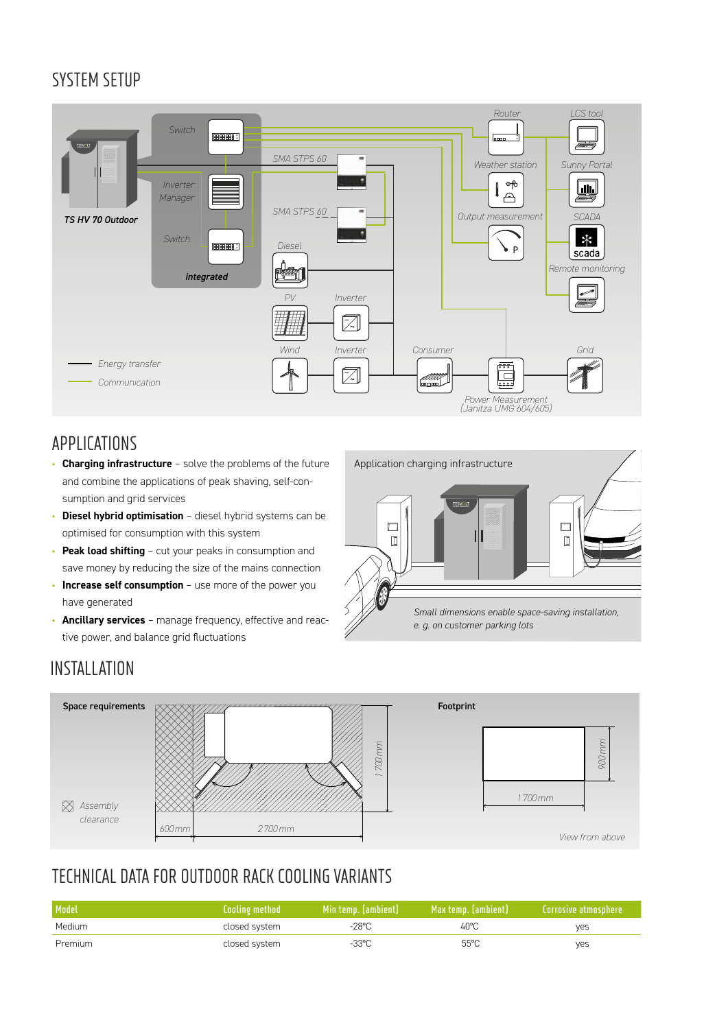# SYSTEM SETUP

Switch | Inverter Manager | Switch | integrated | TS HV 70 Outdoor | SMA STPS 60 | SMA STPS 60 | Diesel | PV | Inverter | Wind | Inverter | Consumer | Router | Weather station | Output measurement | LCS tool | Sunny Portal | SCADA | Remote monitoring | Grid | Power Measurement (Janitza UMG 604/605)

Energy transfer
Communication

# APPLICATIONS

- **Charging infrastructure** – solve the problems of the future and combine the applications of peak shaving, self-consumption and grid services
- **Diesel hybrid optimisation** – diesel hybrid systems can be optimised for consumption with this system
- **Peak load shifting** – cut your peaks in consumption and save money by reducing the size of the mains connection
- **Increase self consumption** – use more of the power you have generated
- **Ancillary services** – manage frequency, effective and reactive power, and balance grid fluctuations

Application charging infrastructure

*Small dimensions enable space-saving installation, e. g. on customer parking lots*

# INSTALLATION

**Space requirements**

Assembly clearance

600 mm | 2700 mm | 1700 mm

**Footprint**

1700 mm | 900 mm

View from above

# TECHNICAL DATA FOR OUTDOOR RACK COOLING VARIANTS

| Model | Cooling method | Min temp. (ambient) | Max temp. (ambient) | Corrosive atmosphere |
|---|---|---|---|---|
| Medium | closed system | -28°C | 40°C | yes |
| Premium | closed system | -33°C | 55°C | yes |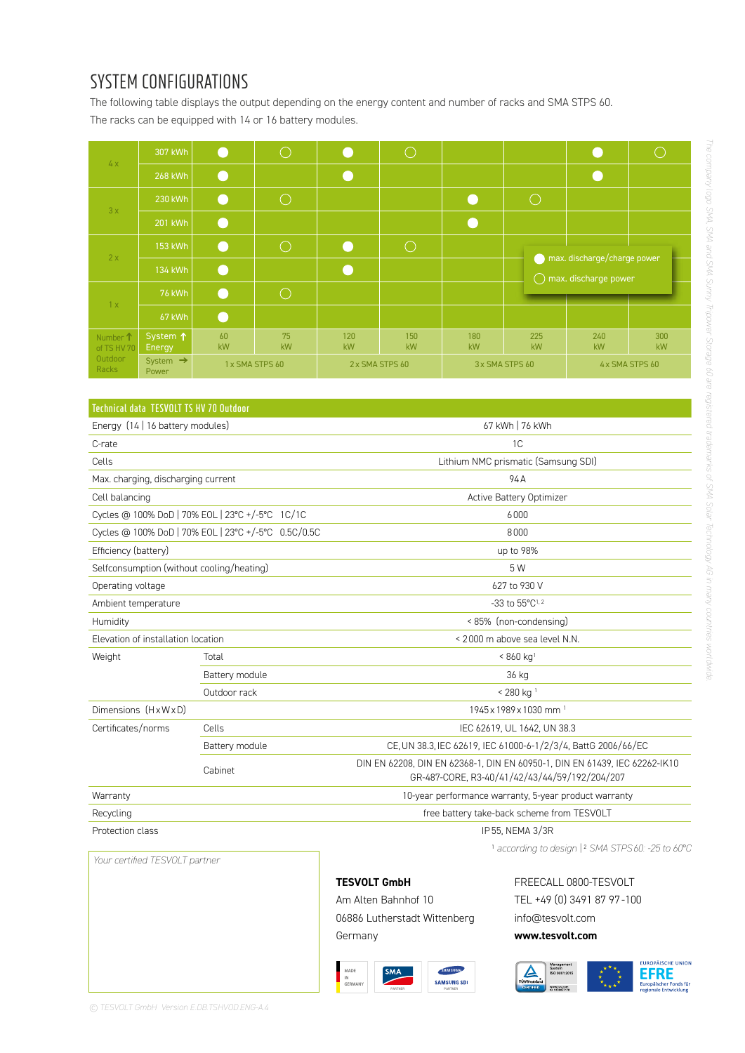# SYSTEM CONFIGURATIONS

The following table displays the output depending on the energy content and number of racks and SMA STPS 60.
The racks can be equipped with 14 or 16 battery modules.

| Number of TS HV 70 Outdoor Racks | System Energy | | | | | | | | |
|---|---|---|---|---|---|---|---|---|---|
| 4 x | 307 kWh | ● | ○ | ● | ○ | | | ● | ○ |
| | 268 kWh | ● | | ● | | | | ● | |
| 3 x | 230 kWh | ● | ○ | | | ● | ○ | | |
| | 201 kWh | ● | | | | ● | | | |
| 2 x | 153 kWh | ● | ○ | ● | ○ | | | | |
| | 134 kWh | ● | | ● | | | | | |
| 1 x | 76 kWh | ● | ○ | | | | | | |
| | 67 kWh | ● | | | | | | | |
| | System Power | 60 kW | 75 kW | 120 kW | 150 kW | 180 kW | 225 kW | 240 kW | 300 kW |
| | | 1 x SMA STPS 60 | | 2 x SMA STPS 60 | | 3 x SMA STPS 60 | | 4 x SMA STPS 60 | |

● max. discharge/charge power
○ max. discharge power

| Technical data TESVOLT TS HV 70 Outdoor | | |
|---|---|---|
| Energy (14 \| 16 battery modules) | | 67 kWh \| 76 kWh |
| C-rate | | 1C |
| Cells | | Lithium NMC prismatic (Samsung SDI) |
| Max. charging, discharging current | | 94 A |
| Cell balancing | | Active Battery Optimizer |
| Cycles @ 100% DoD \| 70% EOL \| 23°C +/-5°C 1C/1C | | 6 000 |
| Cycles @ 100% DoD \| 70% EOL \| 23°C +/-5°C 0.5C/0.5C | | 8 000 |
| Efficiency (battery) | | up to 98% |
| Selfconsumption (without cooling/heating) | | 5 W |
| Operating voltage | | 627 to 930 V |
| Ambient temperature | | -33 to 55°C[1, 2] |
| Humidity | | < 85% (non-condensing) |
| Elevation of installation location | | < 2 000 m above sea level N.N. |
| Weight | Total | < 860 kg[1] |
| | Battery module | 36 kg |
| | Outdoor rack | < 280 kg [1] |
| Dimensions (H x W x D) | | 1945 x 1989 x 1030 mm [1] |
| Certificates/norms | Cells | IEC 62619, UL 1642, UN 38.3 |
| | Battery module | CE, UN 38.3, IEC 62619, IEC 61000-6-1/2/3/4, BattG 2006/66/EC |
| | Cabinet | DIN EN 62208, DIN EN 62368-1, DIN EN 60950-1, DIN EN 61439, IEC 62262-IK10 GR-487-CORE, R3-40/41/42/43/44/59/192/204/207 |
| Warranty | | 10-year performance warranty, 5-year product warranty |
| Recycling | | free battery take-back scheme from TESVOLT |
| Protection class | | IP 55, NEMA 3/3R |

*[1] according to design | [2] SMA STPS 60: -25 to 60°C*

*Your certified TESVOLT partner*

**TESVOLT GmbH**
Am Alten Bahnhof 10
06886 Lutherstadt Wittenberg
Germany

FREECALL 0800-TESVOLT
TEL +49 (0) 3491 87 97-100
info@tesvolt.com
**www.tesvolt.com**

*The company logo SMA, SMA and SMA Sunny Tripower Storage 60 are registered trademarks of SMA Solar Technology AG in many countries worldwide.*

*© TESVOLT GmbH. Version E.DB.TSHVOD.ENG-A.4*